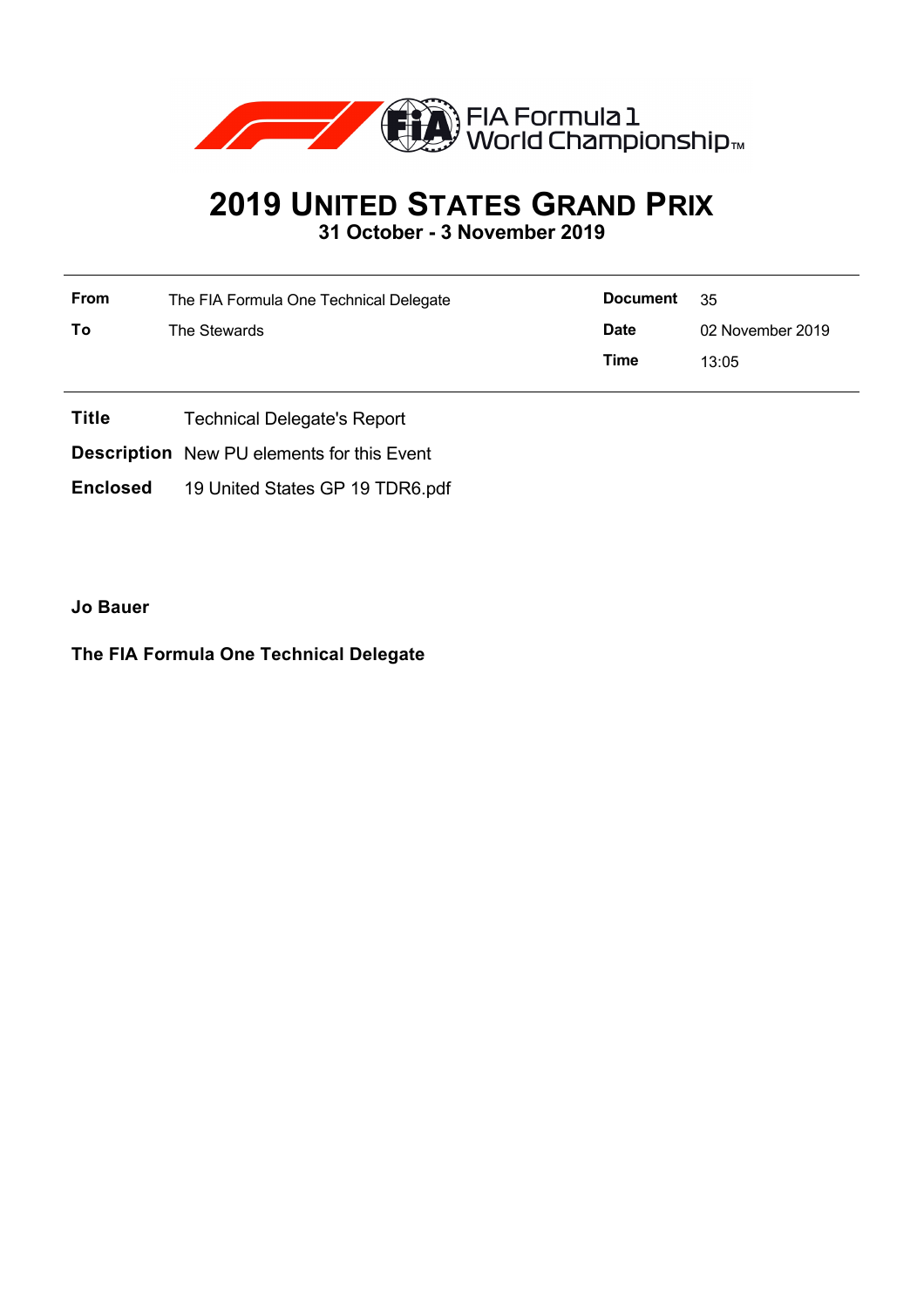FIA Formula 1 World Championship™

# 2019 United States Grand Prix

**31 October - 3 November 2019**

| **From** | The FIA Formula One Technical Delegate | **Document** | 35 |
|---|---|---|---|
| **To** | The Stewards | **Date** | 02 November 2019 |
| | | **Time** | 13:05 |

**Title** Technical Delegate's Report

**Description** New PU elements for this Event

**Enclosed** 19 United States GP 19 TDR6.pdf

**Jo Bauer**

**The FIA Formula One Technical Delegate**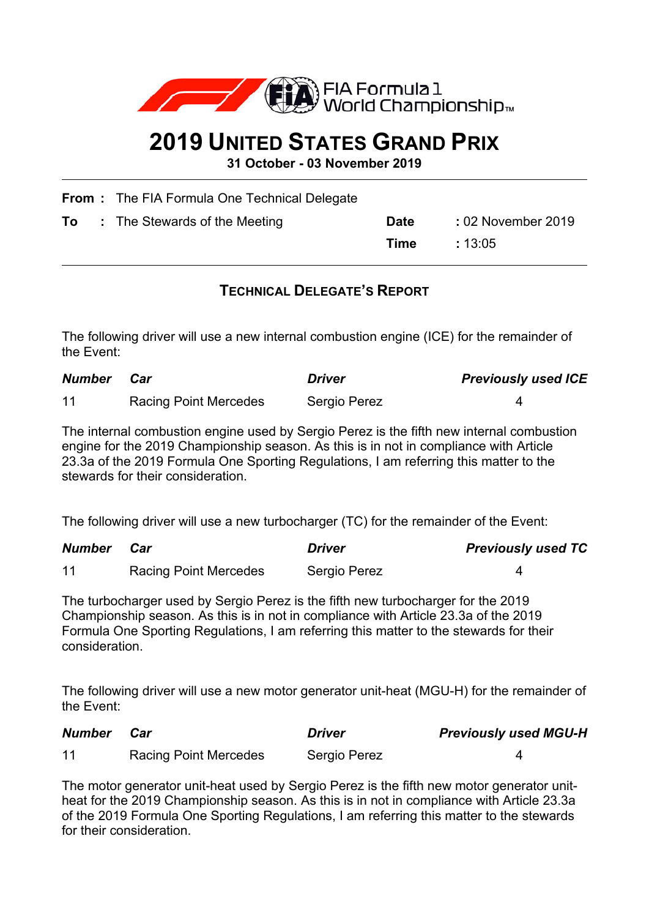# 2019 United States Grand Prix

**31 October - 03 November 2019**

| | | | |
|---|---|---|---|
| **From :** | The FIA Formula One Technical Delegate | | |
| **To :** | The Stewards of the Meeting | **Date** | **:** 02 November 2019 |
| | | **Time** | **:** 13:05 |

## Technical Delegate's Report

The following driver will use a new internal combustion engine (ICE) for the remainder of the Event:

| *Number* | *Car* | *Driver* | *Previously used ICE* |
|---|---|---|---|
| 11 | Racing Point Mercedes | Sergio Perez | 4 |

The internal combustion engine used by Sergio Perez is the fifth new internal combustion engine for the 2019 Championship season. As this is in not in compliance with Article 23.3a of the 2019 Formula One Sporting Regulations, I am referring this matter to the stewards for their consideration.

The following driver will use a new turbocharger (TC) for the remainder of the Event:

| *Number* | *Car* | *Driver* | *Previously used TC* |
|---|---|---|---|
| 11 | Racing Point Mercedes | Sergio Perez | 4 |

The turbocharger used by Sergio Perez is the fifth new turbocharger for the 2019 Championship season. As this is in not in compliance with Article 23.3a of the 2019 Formula One Sporting Regulations, I am referring this matter to the stewards for their consideration.

The following driver will use a new motor generator unit-heat (MGU-H) for the remainder of the Event:

| *Number* | *Car* | *Driver* | *Previously used MGU-H* |
|---|---|---|---|
| 11 | Racing Point Mercedes | Sergio Perez | 4 |

The motor generator unit-heat used by Sergio Perez is the fifth new motor generator unit-heat for the 2019 Championship season. As this is in not in compliance with Article 23.3a of the 2019 Formula One Sporting Regulations, I am referring this matter to the stewards for their consideration.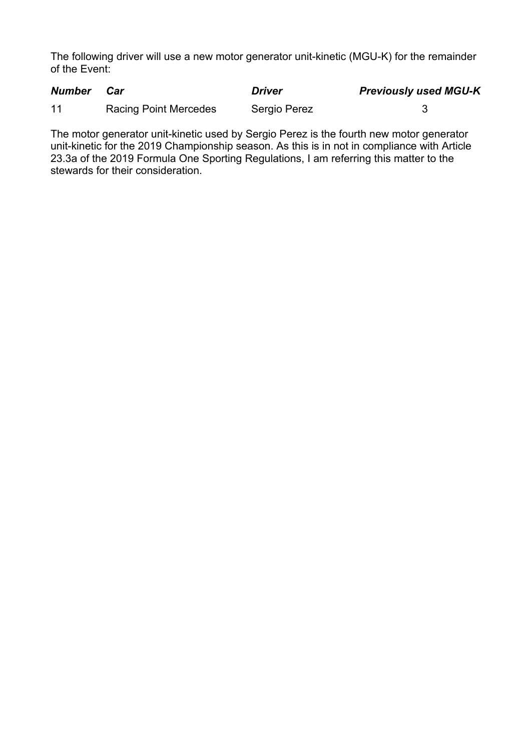The following driver will use a new motor generator unit-kinetic (MGU-K) for the remainder of the Event:

| ***Number*** | ***Car*** | ***Driver*** | ***Previously used MGU-K*** |
|---|---|---|---|
| 11 | Racing Point Mercedes | Sergio Perez | 3 |

The motor generator unit-kinetic used by Sergio Perez is the fourth new motor generator unit-kinetic for the 2019 Championship season. As this is in not in compliance with Article 23.3a of the 2019 Formula One Sporting Regulations, I am referring this matter to the stewards for their consideration.